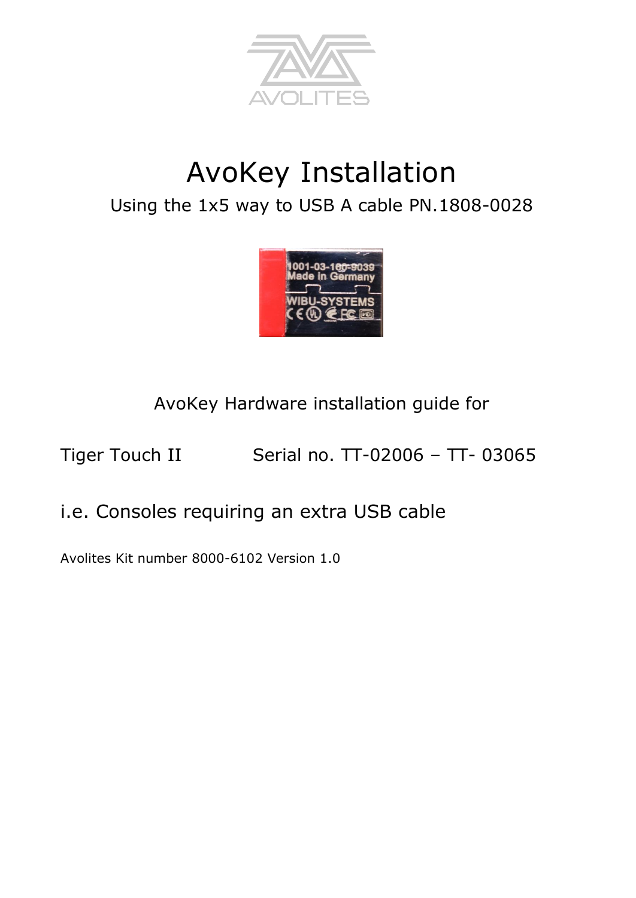# AvoKey Installation

Using the 1x5 way to USB A cable PN.1808-0028

AvoKey Hardware installation guide for

Tiger Touch II Serial no. TT-02006 – TT- 03065

i.e. Consoles requiring an extra USB cable

Avolites Kit number 8000-6102 Version 1.0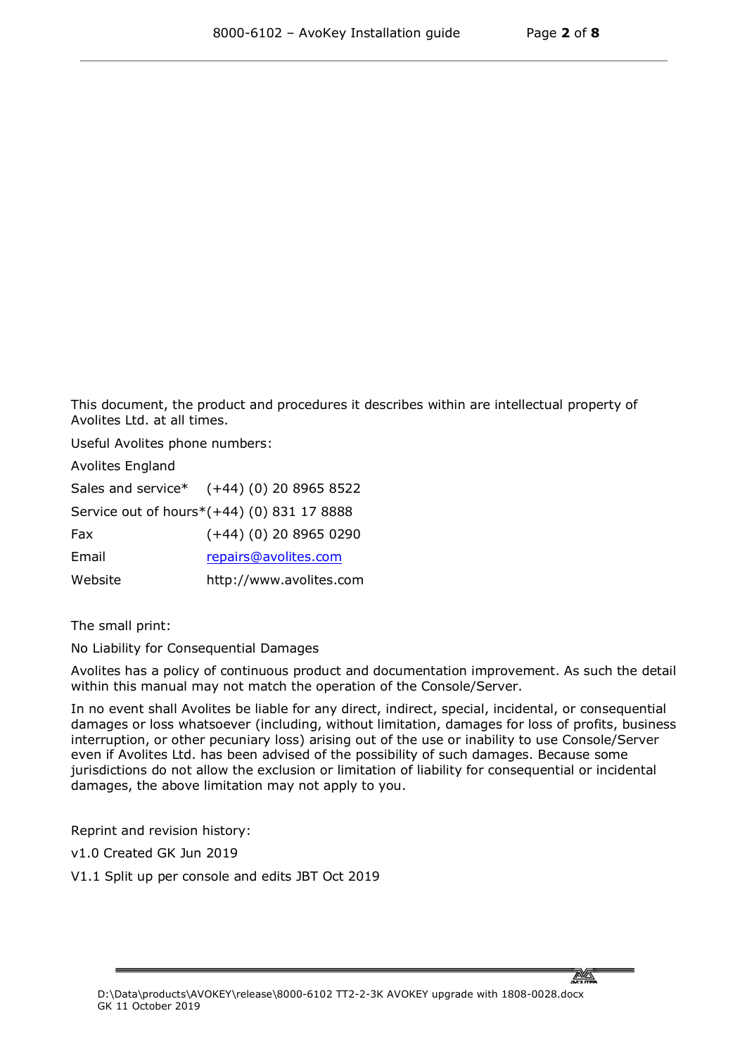This document, the product and procedures it describes within are intellectual property of Avolites Ltd. at all times.

Useful Avolites phone numbers:

Avolites England

| | |
|---|---|
| Sales and service* | (+44) (0) 20 8965 8522 |
| Service out of hours* | (+44) (0) 831 17 8888 |
| Fax | (+44) (0) 20 8965 0290 |
| Email | repairs@avolites.com |
| Website | http://www.avolites.com |

The small print:

No Liability for Consequential Damages

Avolites has a policy of continuous product and documentation improvement. As such the detail within this manual may not match the operation of the Console/Server.

In no event shall Avolites be liable for any direct, indirect, special, incidental, or consequential damages or loss whatsoever (including, without limitation, damages for loss of profits, business interruption, or other pecuniary loss) arising out of the use or inability to use Console/Server even if Avolites Ltd. has been advised of the possibility of such damages. Because some jurisdictions do not allow the exclusion or limitation of liability for consequential or incidental damages, the above limitation may not apply to you.

Reprint and revision history:

v1.0 Created GK Jun 2019

V1.1 Split up per console and edits JBT Oct 2019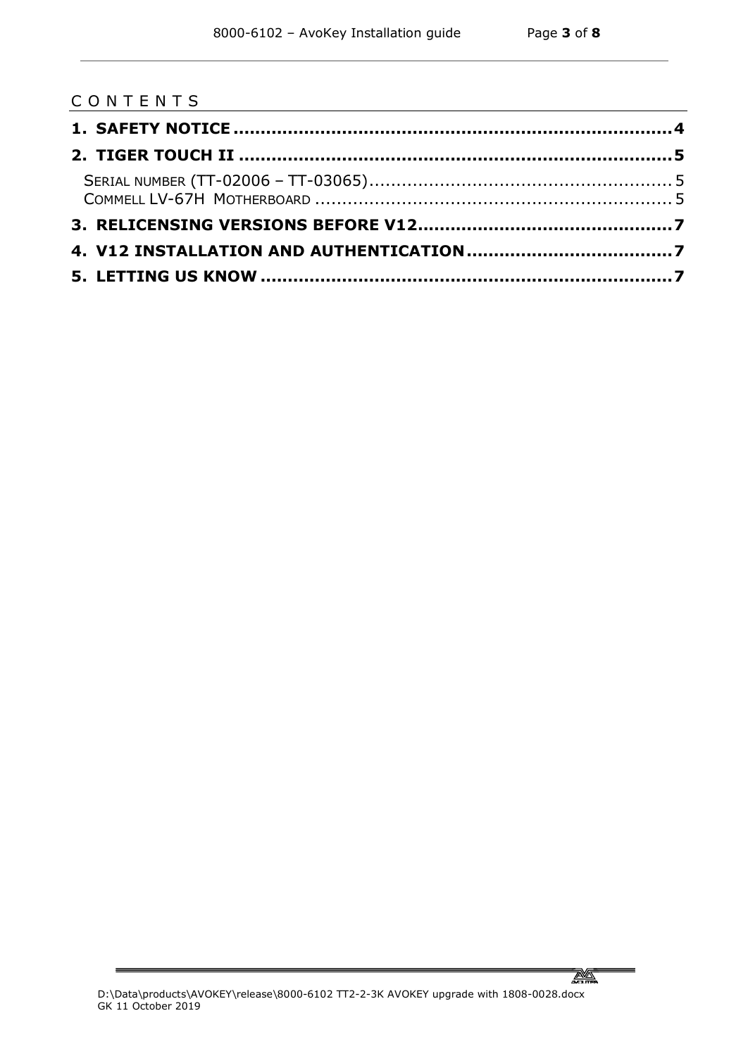## CONTENTS

**1. SAFETY NOTICE .................................................................. 4**

**2. TIGER TOUCH II ................................................................ 5**

SERIAL NUMBER (TT-02006 – TT-03065)......................................................... 5

COMMELL LV-67H MOTHERBOARD ................................................................ 5

**3. RELICENSING VERSIONS BEFORE V12............................................ 7**

**4. V12 INSTALLATION AND AUTHENTICATION .................................... 7**

**5. LETTING US KNOW .......................................................... 7**

D:\Data\products\AVOKEY\release\8000-6102 TT2-2-3K AVOKEY upgrade with 1808-0028.docx
GK 11 October 2019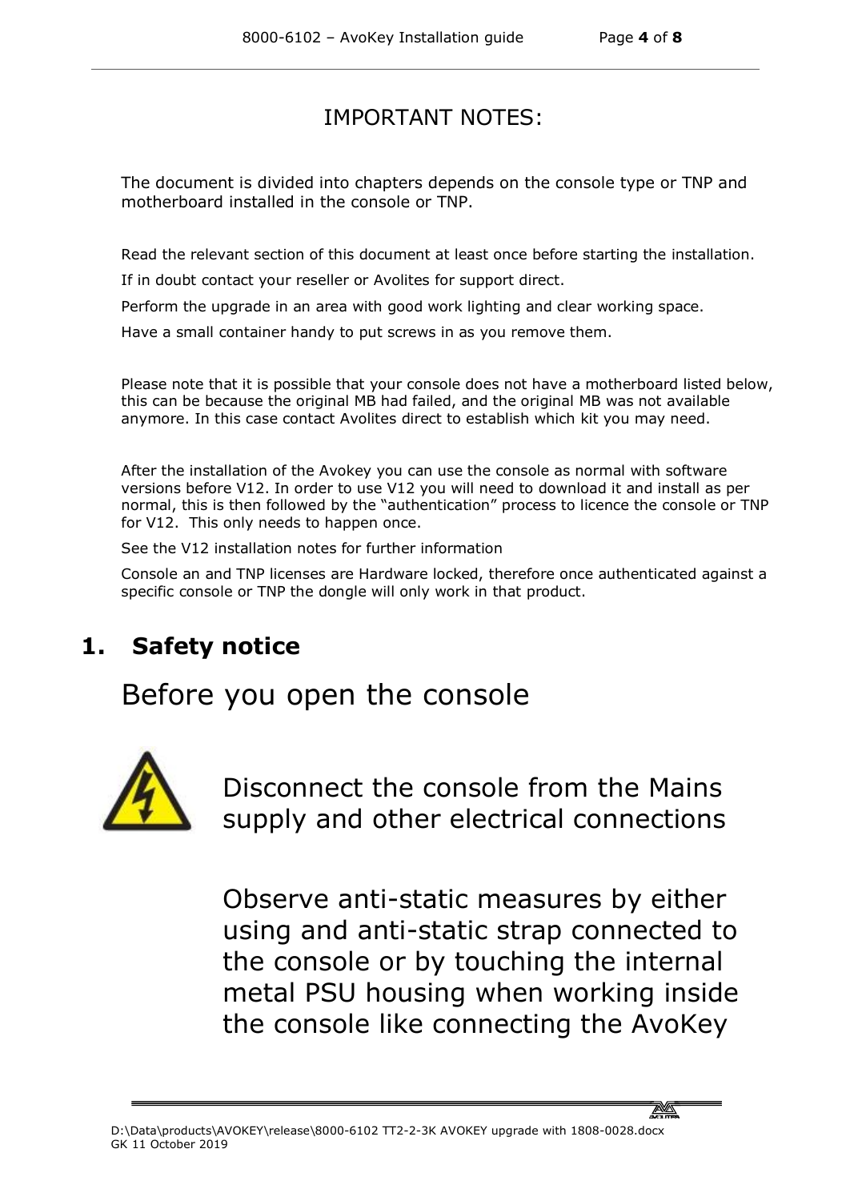# IMPORTANT NOTES:

The document is divided into chapters depends on the console type or TNP and motherboard installed in the console or TNP.

Read the relevant section of this document at least once before starting the installation.

If in doubt contact your reseller or Avolites for support direct.

Perform the upgrade in an area with good work lighting and clear working space.

Have a small container handy to put screws in as you remove them.

Please note that it is possible that your console does not have a motherboard listed below, this can be because the original MB had failed, and the original MB was not available anymore. In this case contact Avolites direct to establish which kit you may need.

After the installation of the Avokey you can use the console as normal with software versions before V12. In order to use V12 you will need to download it and install as per normal, this is then followed by the "authentication" process to licence the console or TNP for V12. This only needs to happen once.

See the V12 installation notes for further information

Console an and TNP licenses are Hardware locked, therefore once authenticated against a specific console or TNP the dongle will only work in that product.

## 1. Safety notice

## Before you open the console

Disconnect the console from the Mains supply and other electrical connections

Observe anti-static measures by either using and anti-static strap connected to the console or by touching the internal metal PSU housing when working inside the console like connecting the AvoKey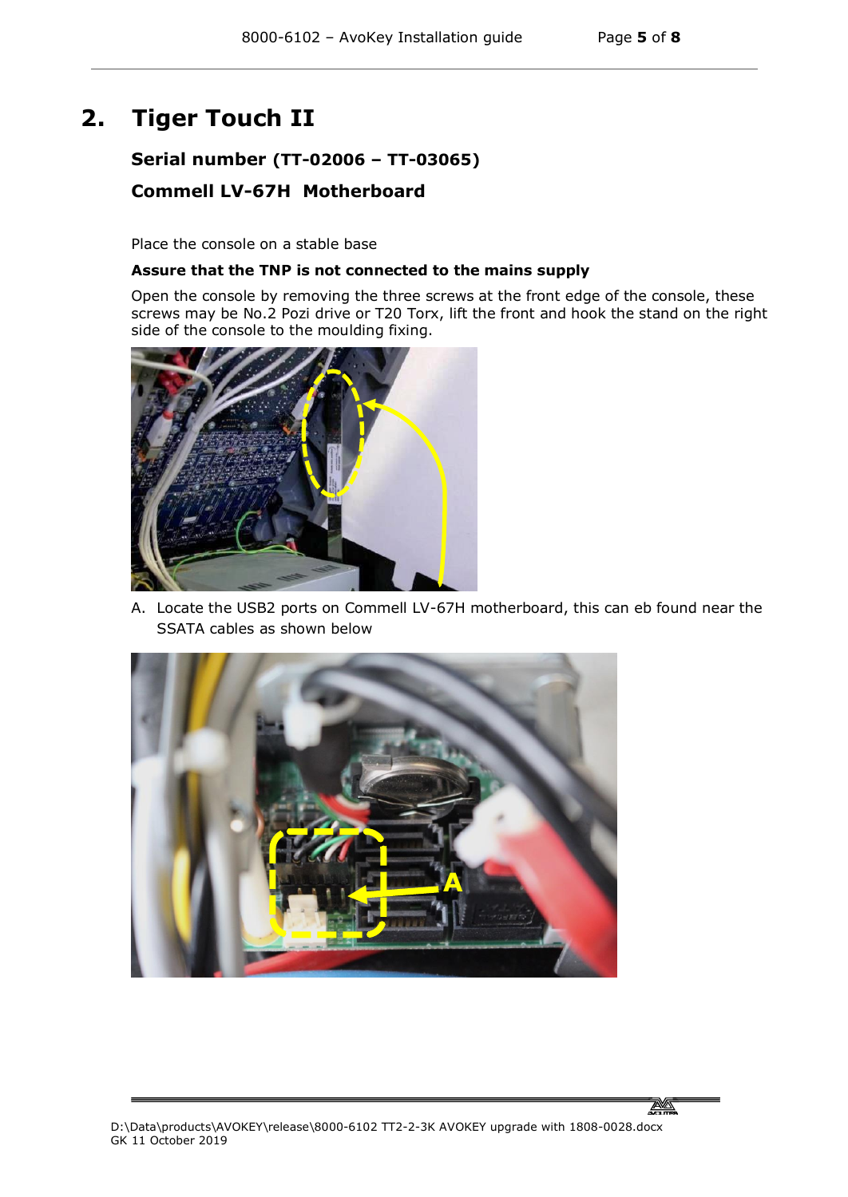# 2. Tiger Touch II

### Serial number (TT-02006 – TT-03065)

### Commell LV-67H Motherboard

Place the console on a stable base

**Assure that the TNP is not connected to the mains supply**

Open the console by removing the three screws at the front edge of the console, these screws may be No.2 Pozi drive or T20 Torx, lift the front and hook the stand on the right side of the console to the moulding fixing.

A. Locate the USB2 ports on Commell LV-67H motherboard, this can eb found near the SSATA cables as shown below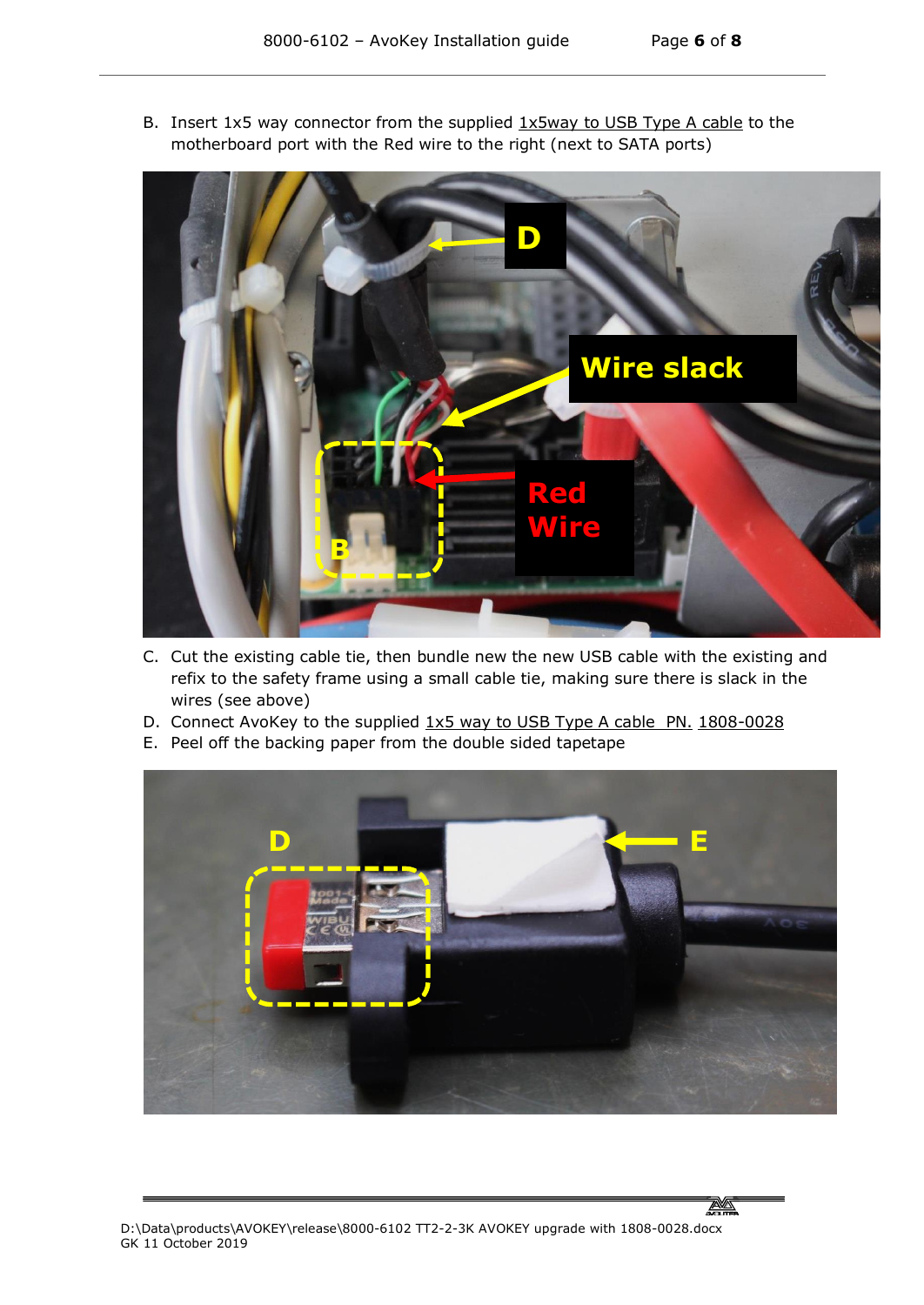B. Insert 1x5 way connector from the supplied 1x5way to USB Type A cable to the motherboard port with the Red wire to the right (next to SATA ports)

C. Cut the existing cable tie, then bundle new the new USB cable with the existing and refix to the safety frame using a small cable tie, making sure there is slack in the wires (see above)
D. Connect AvoKey to the supplied 1x5 way to USB Type A cable PN. 1808-0028
E. Peel off the backing paper from the double sided tapetape

D:\Data\products\AVOKEY\release\8000-6102 TT2-2-3K AVOKEY upgrade with 1808-0028.docx
GK 11 October 2019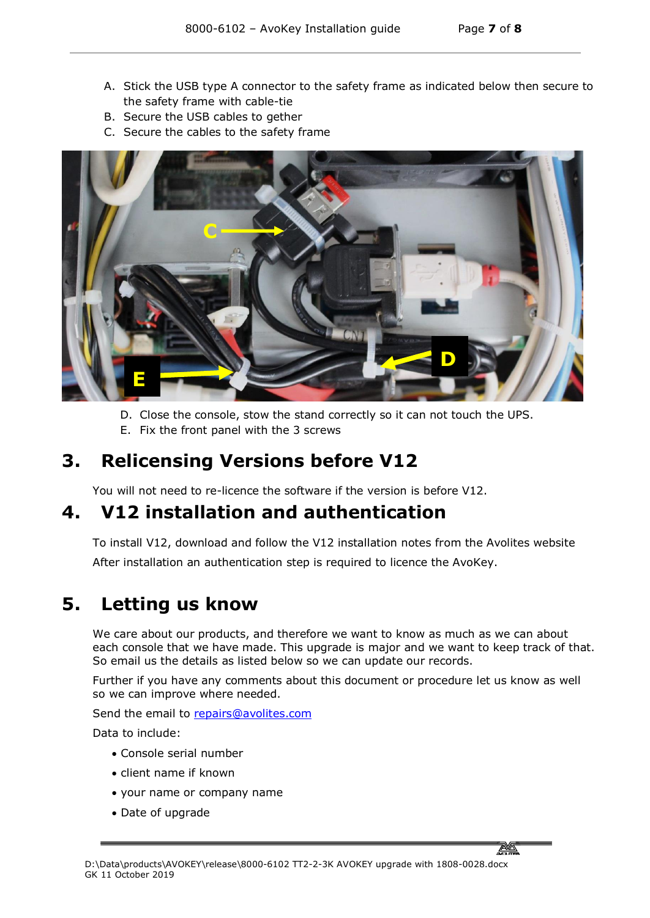A. Stick the USB type A connector to the safety frame as indicated below then secure to the safety frame with cable-tie
B. Secure the USB cables to gether
C. Secure the cables to the safety frame

D. Close the console, stow the stand correctly so it can not touch the UPS.
E. Fix the front panel with the 3 screws

# 3. Relicensing Versions before V12

You will not need to re-licence the software if the version is before V12.

# 4. V12 installation and authentication

To install V12, download and follow the V12 installation notes from the Avolites website

After installation an authentication step is required to licence the AvoKey.

# 5. Letting us know

We care about our products, and therefore we want to know as much as we can about each console that we have made. This upgrade is major and we want to keep track of that. So email us the details as listed below so we can update our records.

Further if you have any comments about this document or procedure let us know as well so we can improve where needed.

Send the email to repairs@avolites.com

Data to include:

- Console serial number
- client name if known
- your name or company name
- Date of upgrade

D:\Data\products\AVOKEY\release\8000-6102 TT2-2-3K AVOKEY upgrade with 1808-0028.docx
GK 11 October 2019